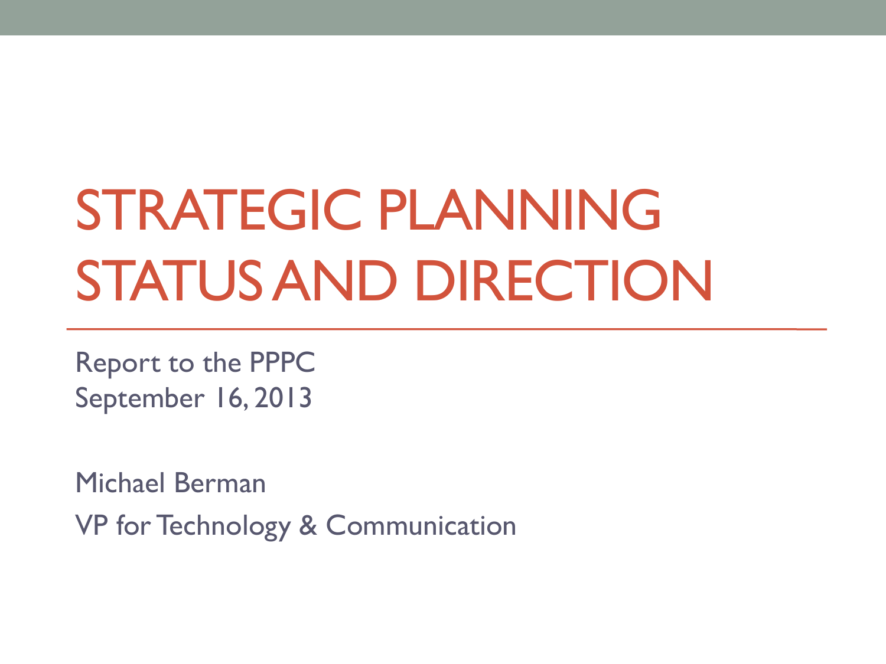# STRATEGIC PLANNING STATUS AND DIRECTION

Report to the PPPC
September 16, 2013

Michael Berman
VP for Technology & Communication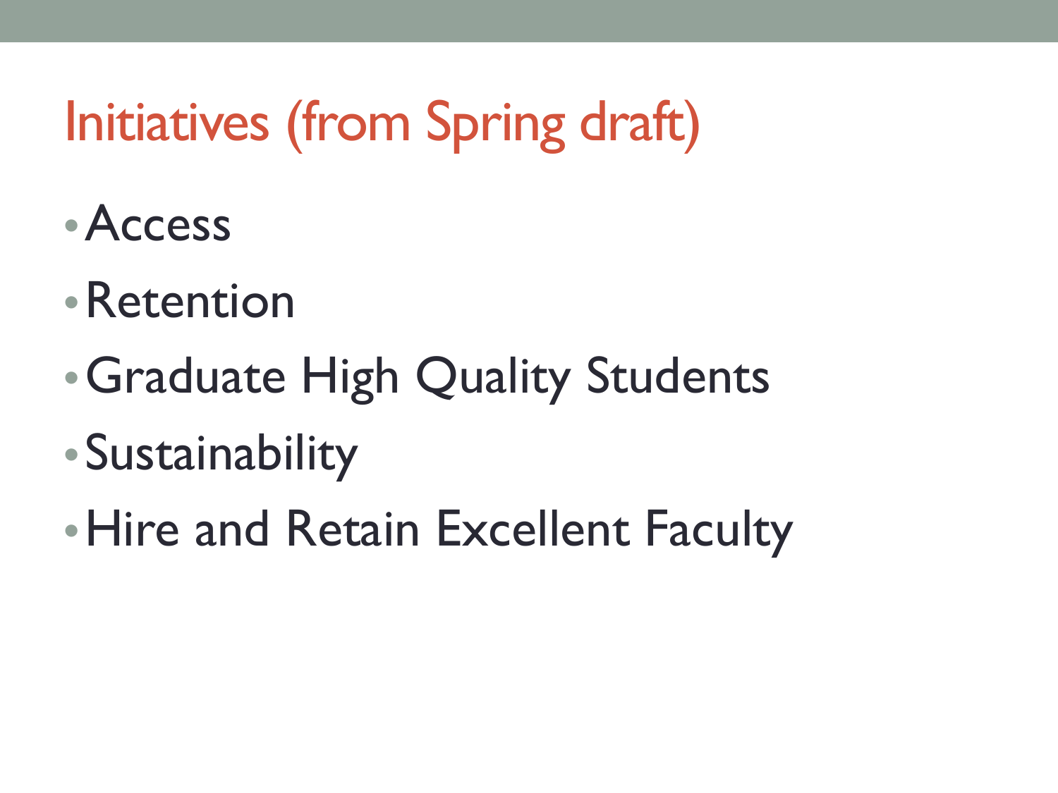# Initiatives (from Spring draft)

- Access
- Retention
- Graduate High Quality Students
- Sustainability
- Hire and Retain Excellent Faculty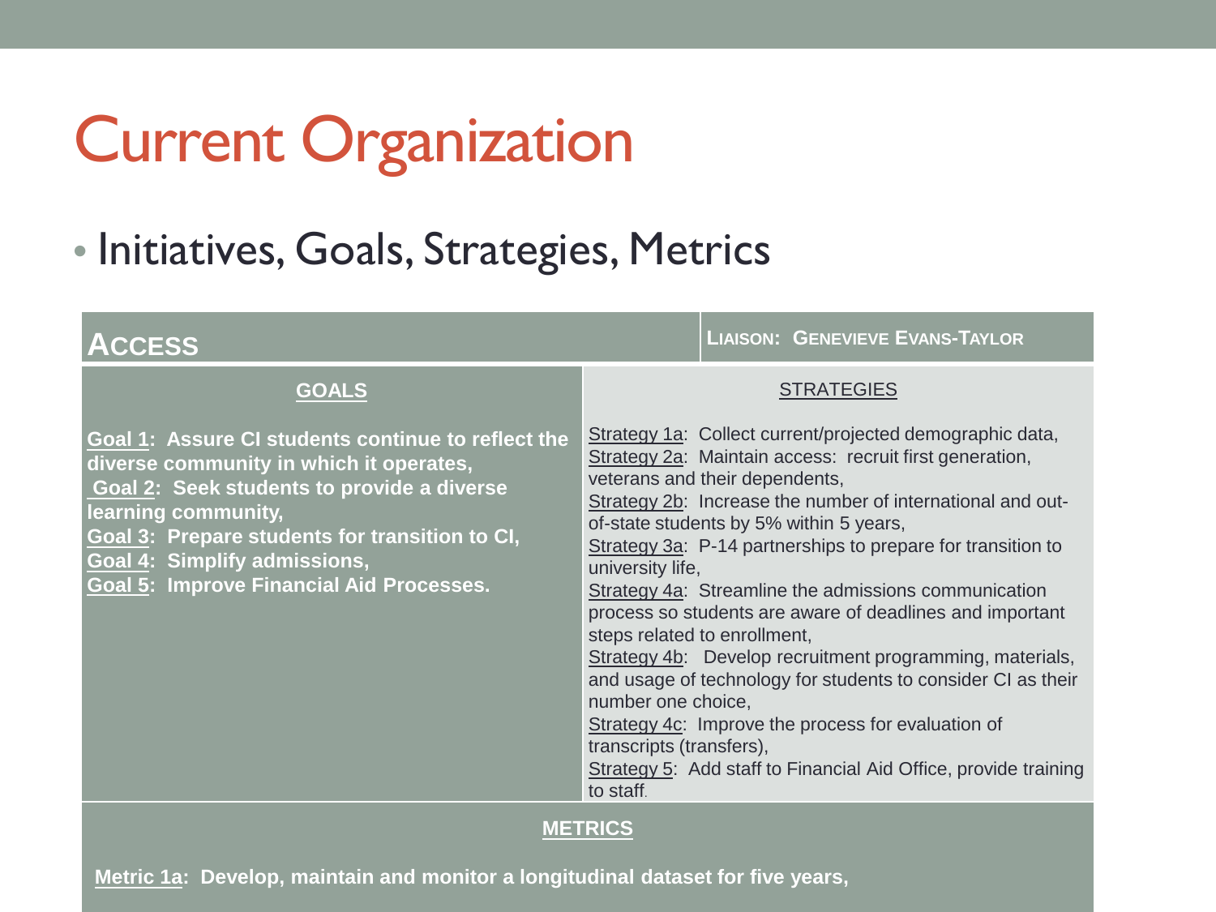# Current Organization

- Initiatives, Goals, Strategies, Metrics

| **ACCESS** | **LIAISON: GENEVIEVE EVANS-TAYLOR** |
|---|---|
| **GOALS** | **STRATEGIES** |
| **Goal 1: Assure CI students continue to reflect the diverse community in which it operates,**<br>**Goal 2: Seek students to provide a diverse learning community,**<br>**Goal 3: Prepare students for transition to CI,**<br>**Goal 4: Simplify admissions,**<br>**Goal 5: Improve Financial Aid Processes.** | Strategy 1a: Collect current/projected demographic data,<br>Strategy 2a: Maintain access: recruit first generation, veterans and their dependents,<br>Strategy 2b: Increase the number of international and out-of-state students by 5% within 5 years,<br>Strategy 3a: P-14 partnerships to prepare for transition to university life,<br>Strategy 4a: Streamline the admissions communication process so students are aware of deadlines and important steps related to enrollment,<br>Strategy 4b: Develop recruitment programming, materials, and usage of technology for students to consider CI as their number one choice,<br>Strategy 4c: Improve the process for evaluation of transcripts (transfers),<br>Strategy 5: Add staff to Financial Aid Office, provide training to staff. |
| **METRICS** | |
| **Metric 1a: Develop, maintain and monitor a longitudinal dataset for five years,** | |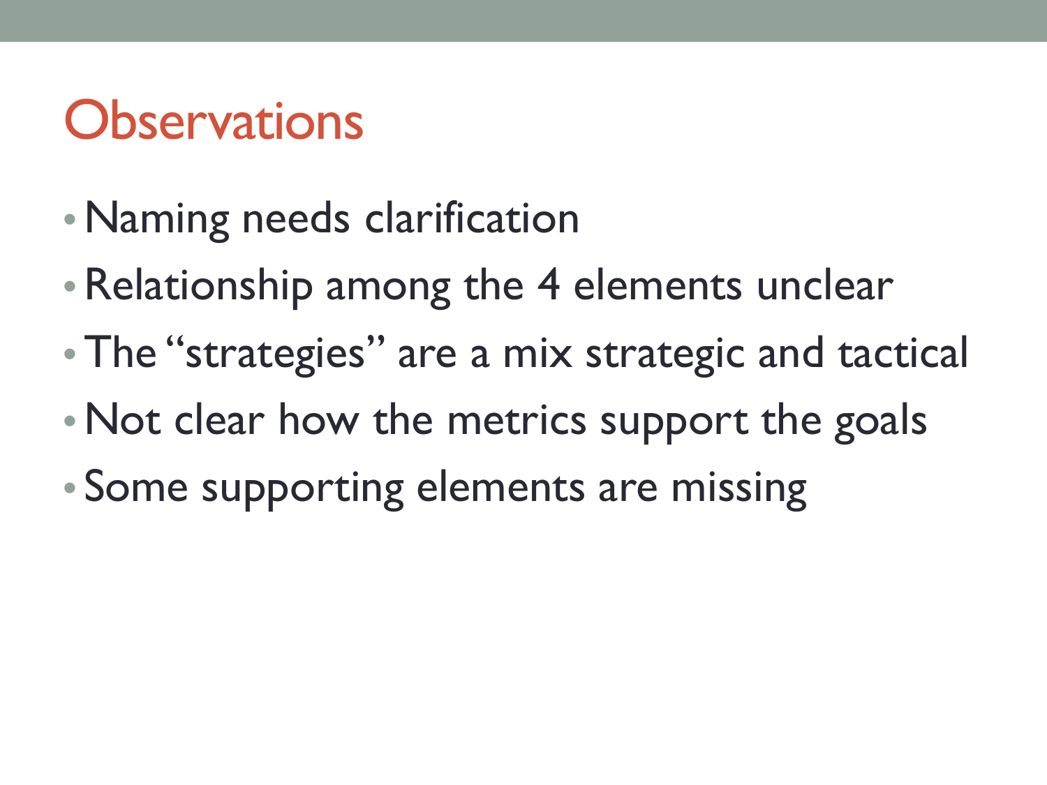# Observations

- Naming needs clarification
- Relationship among the 4 elements unclear
- The “strategies” are a mix strategic and tactical
- Not clear how the metrics support the goals
- Some supporting elements are missing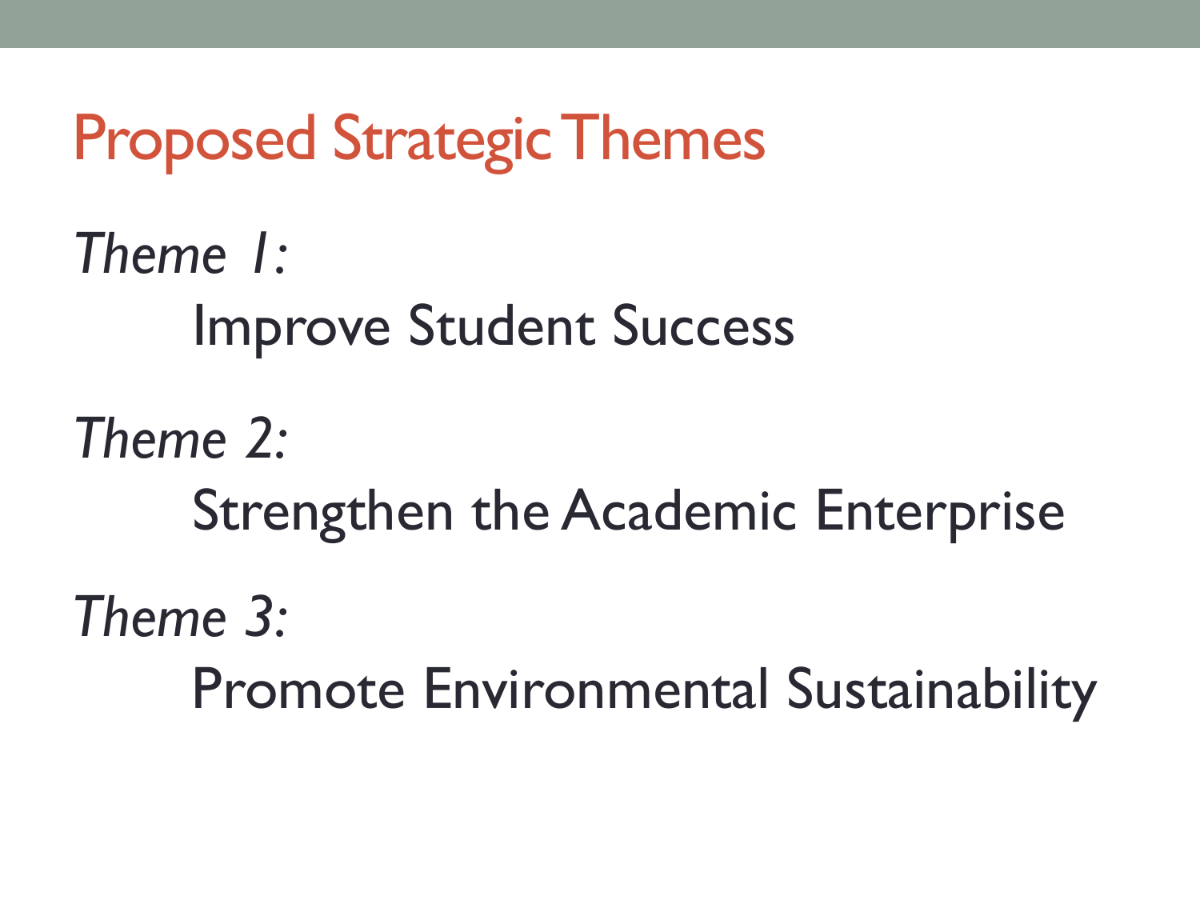# Proposed Strategic Themes

*Theme 1:*

Improve Student Success

*Theme 2:*

Strengthen the Academic Enterprise

*Theme 3:*

Promote Environmental Sustainability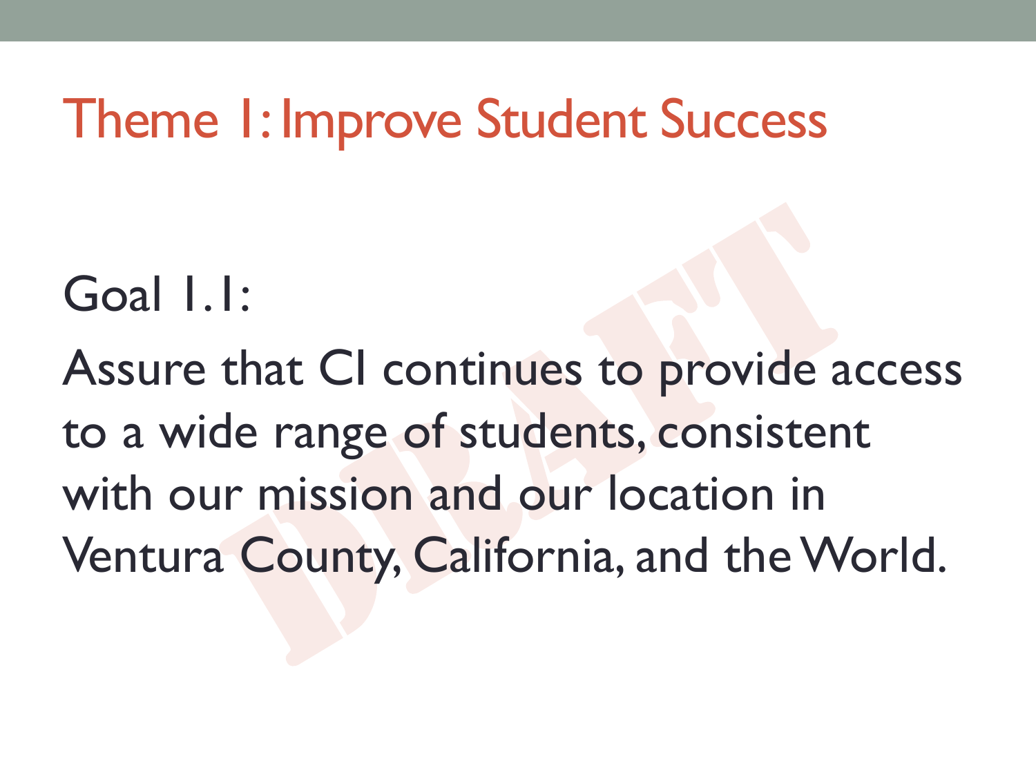# Theme 1: Improve Student Success

Goal 1.1:

Assure that CI continues to provide access to a wide range of students, consistent with our mission and our location in Ventura County, California, and the World.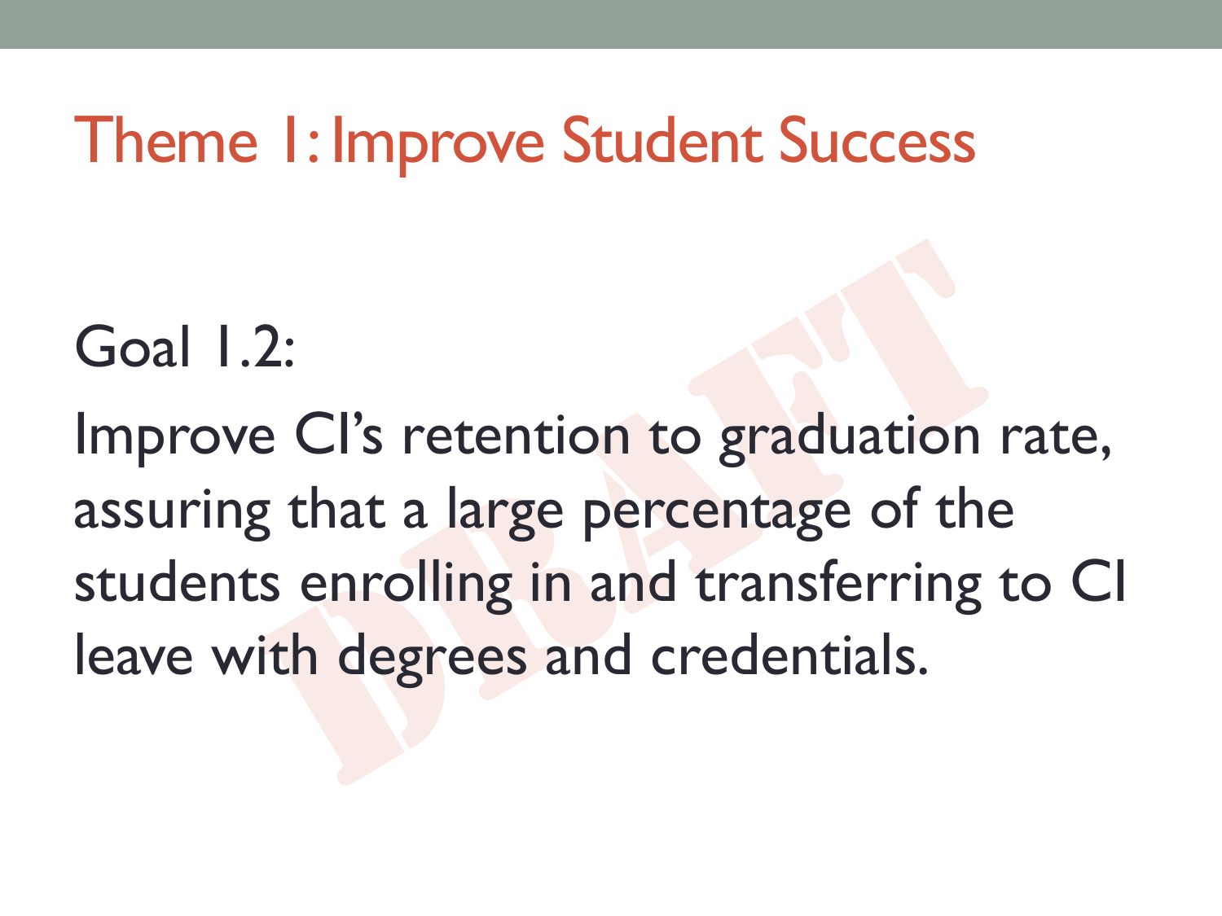# Theme 1: Improve Student Success

Goal 1.2:

Improve CI's retention to graduation rate, assuring that a large percentage of the students enrolling in and transferring to CI leave with degrees and credentials.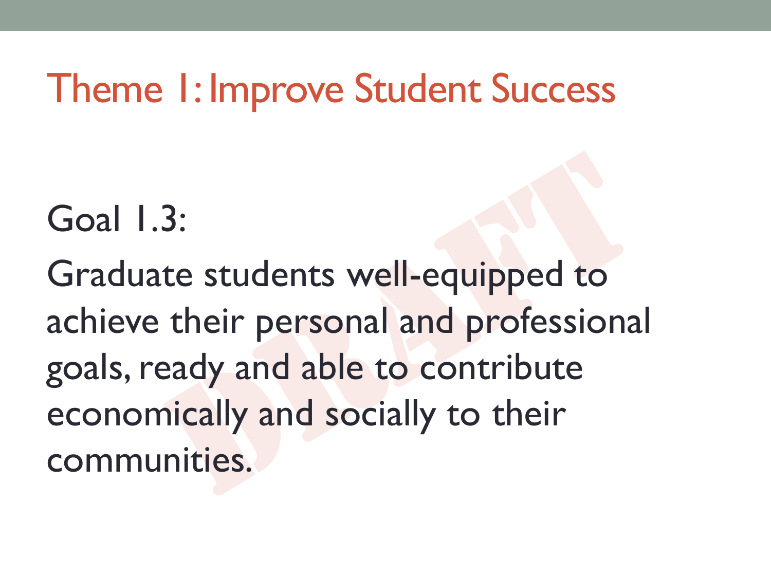# Theme 1: Improve Student Success

Goal 1.3:

Graduate students well-equipped to achieve their personal and professional goals, ready and able to contribute economically and socially to their communities.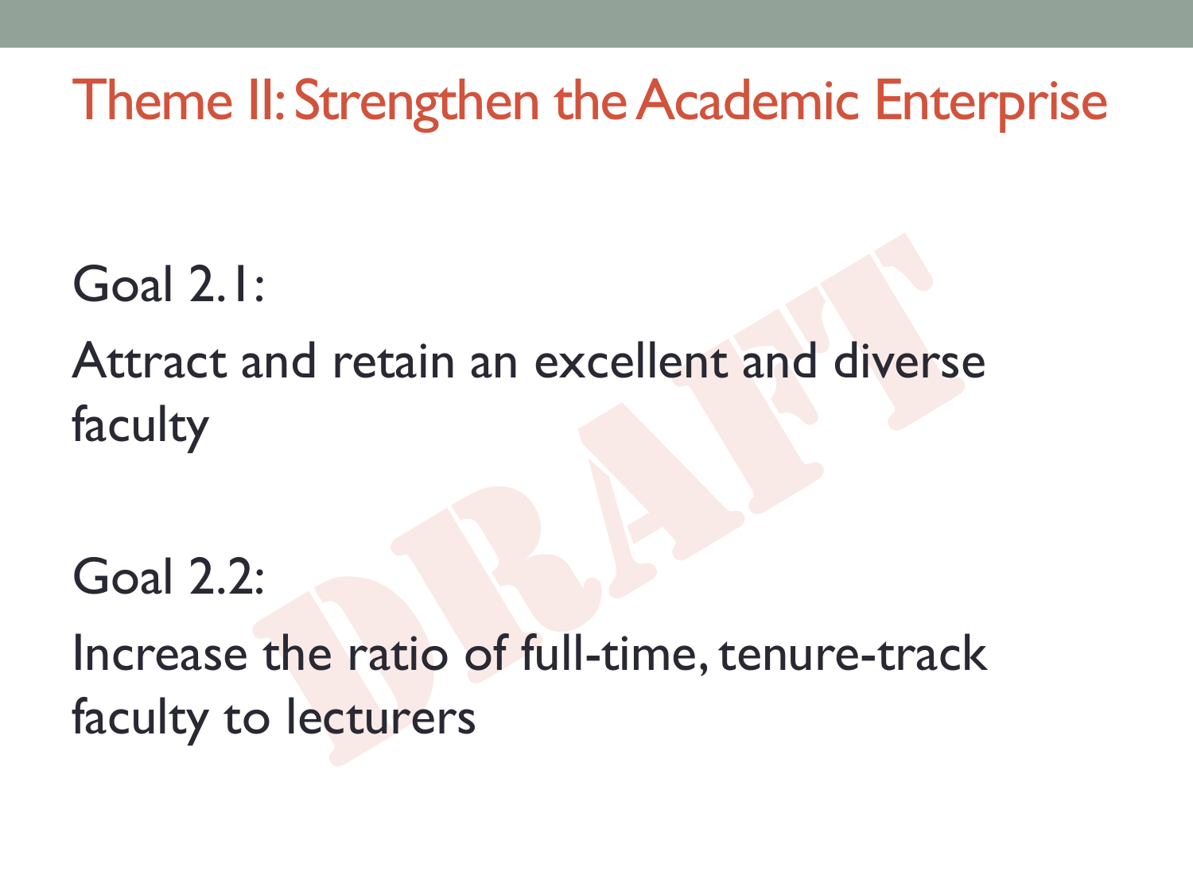# Theme II: Strengthen the Academic Enterprise

Goal 2.1:

Attract and retain an excellent and diverse faculty

Goal 2.2:

Increase the ratio of full-time, tenure-track faculty to lecturers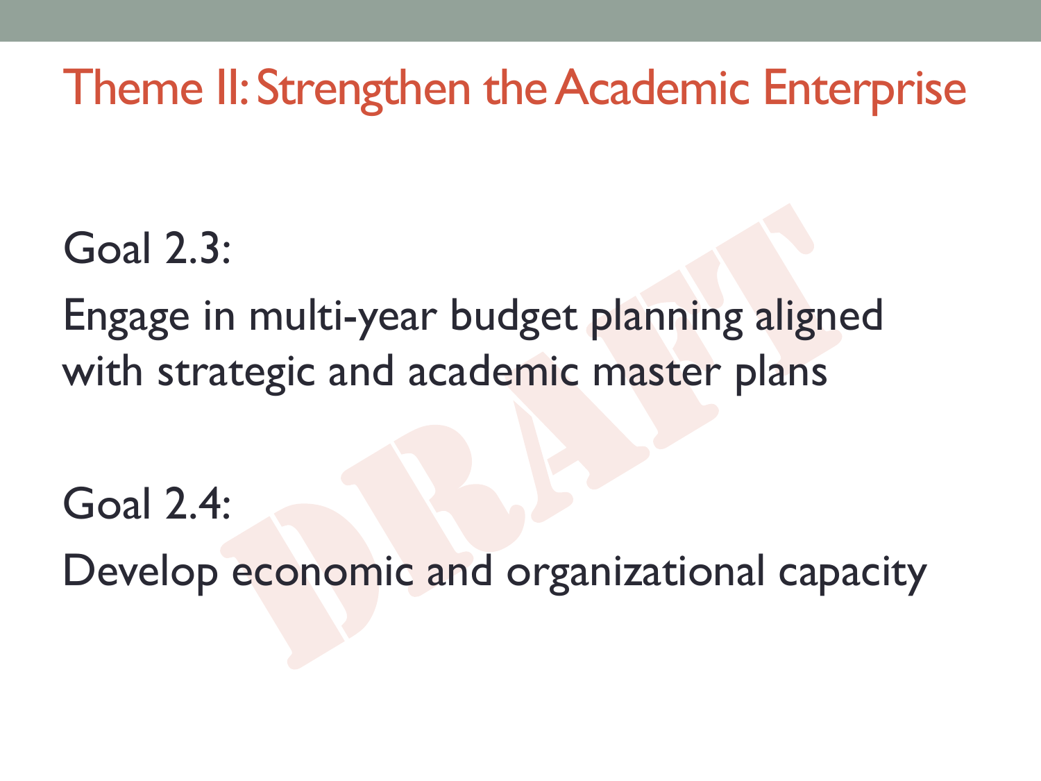# Theme II: Strengthen the Academic Enterprise

Goal 2.3:

Engage in multi-year budget planning aligned with strategic and academic master plans

Goal 2.4:

Develop economic and organizational capacity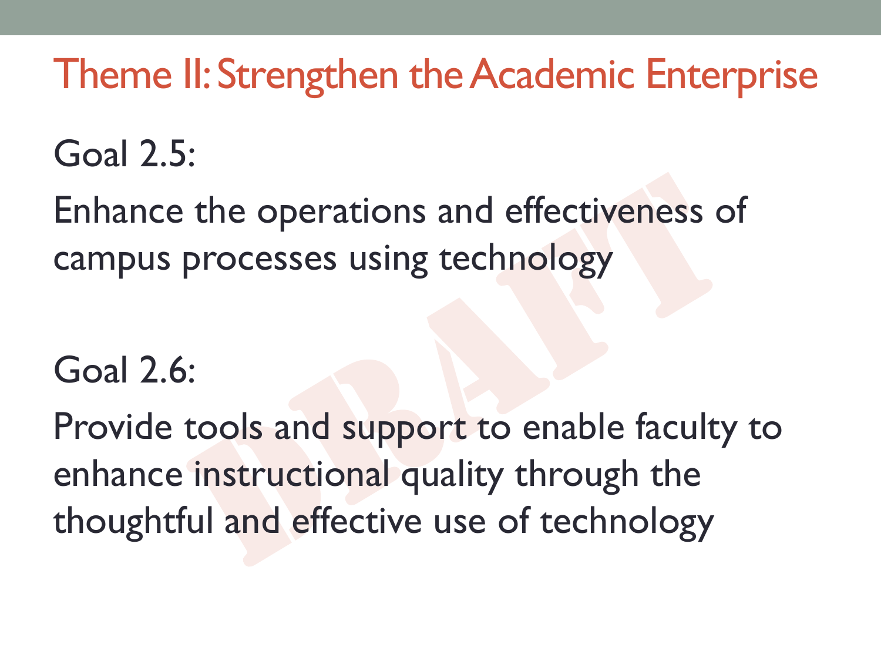# Theme II: Strengthen the Academic Enterprise

Goal 2.5:

Enhance the operations and effectiveness of campus processes using technology

Goal 2.6:

Provide tools and support to enable faculty to enhance instructional quality through the thoughtful and effective use of technology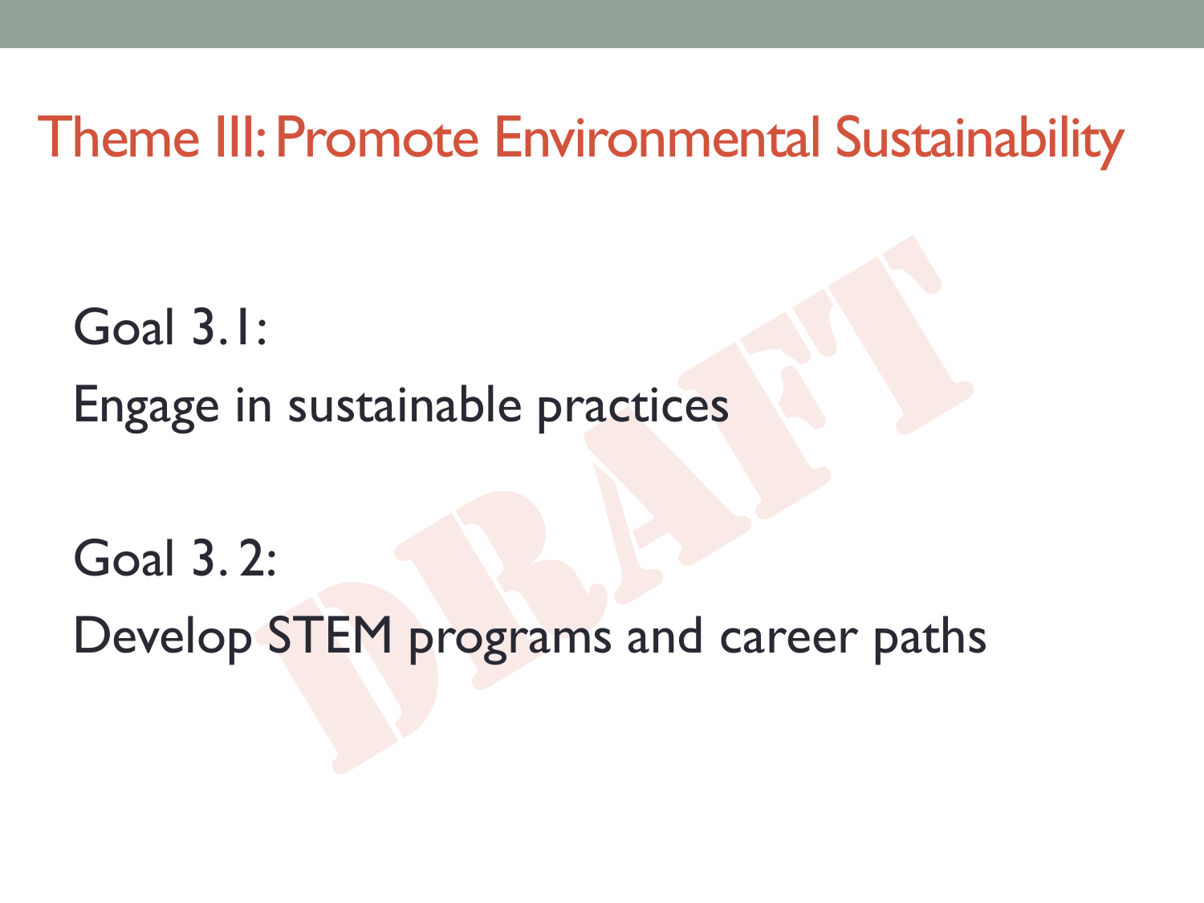# Theme III: Promote Environmental Sustainability

Goal 3.1:

Engage in sustainable practices

Goal 3. 2:

Develop STEM programs and career paths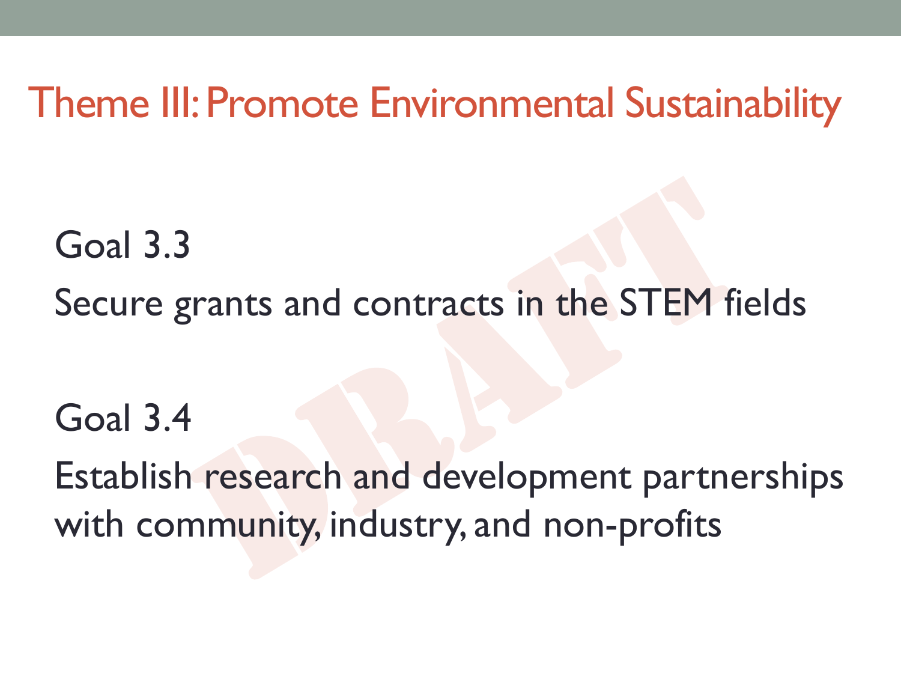# Theme III: Promote Environmental Sustainability

Goal 3.3

Secure grants and contracts in the STEM fields

Goal 3.4

Establish research and development partnerships with community, industry, and non-profits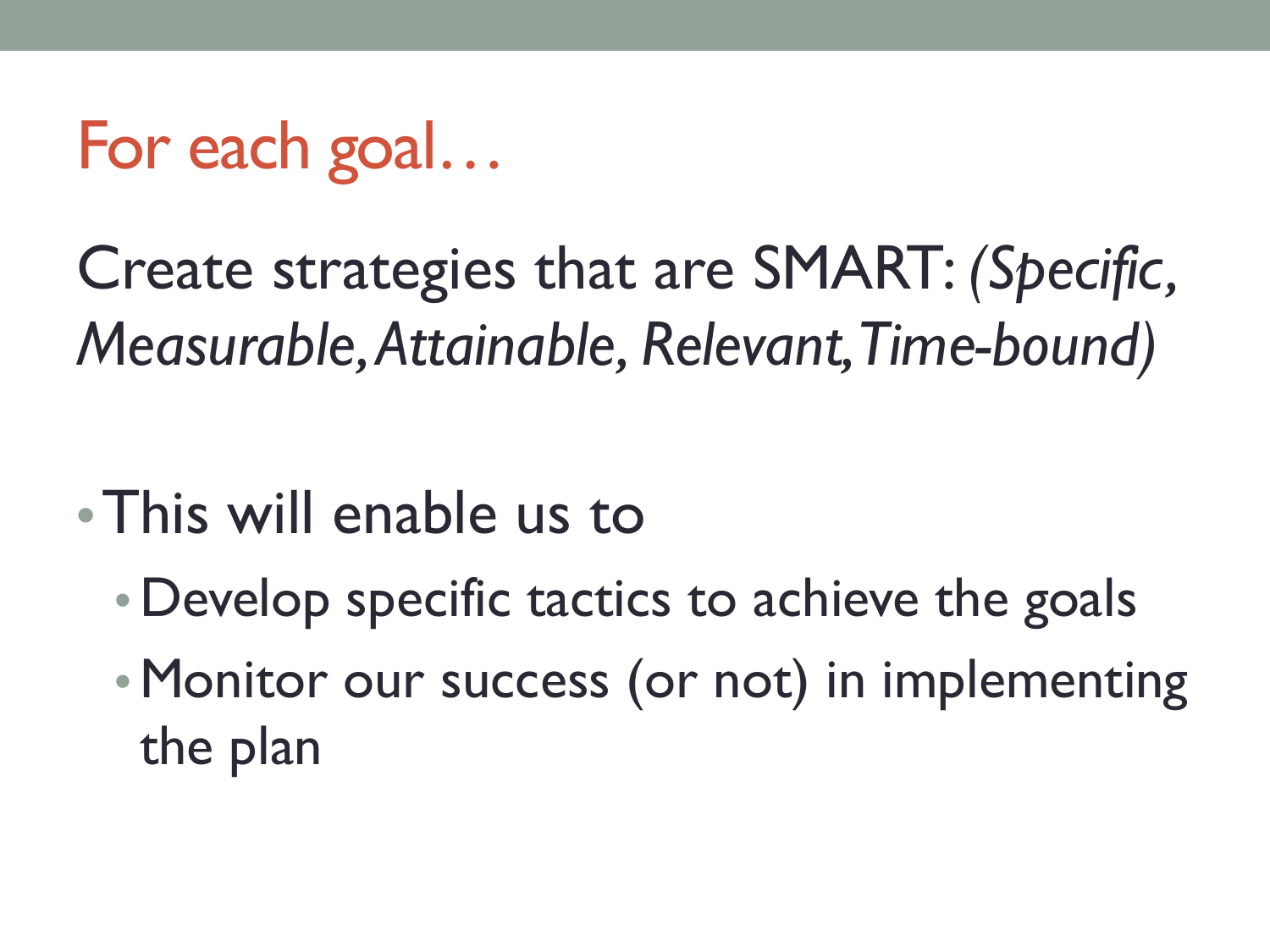# For each goal…

Create strategies that are SMART: *(Specific, Measurable, Attainable, Relevant, Time-bound)*

- This will enable us to
  - Develop specific tactics to achieve the goals
  - Monitor our success (or not) in implementing the plan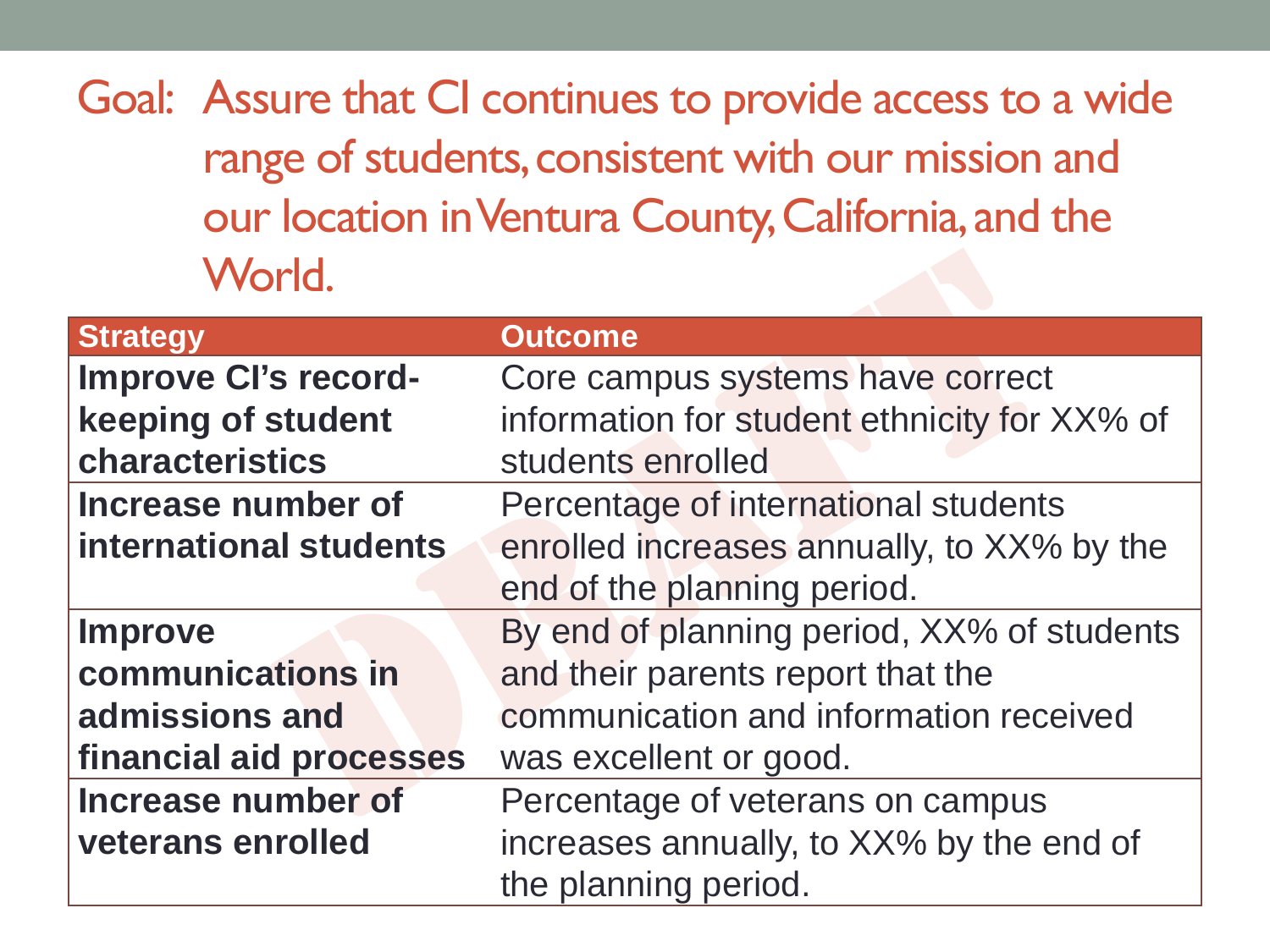Goal: Assure that CI continues to provide access to a wide range of students, consistent with our mission and our location in Ventura County, California, and the World.

| Strategy | Outcome |
|---|---|
| **Improve CI's record-keeping of student characteristics** | Core campus systems have correct information for student ethnicity for XX% of students enrolled |
| **Increase number of international students** | Percentage of international students enrolled increases annually, to XX% by the end of the planning period. |
| **Improve communications in admissions and financial aid processes** | By end of planning period, XX% of students and their parents report that the communication and information received was excellent or good. |
| **Increase number of veterans enrolled** | Percentage of veterans on campus increases annually, to XX% by the end of the planning period. |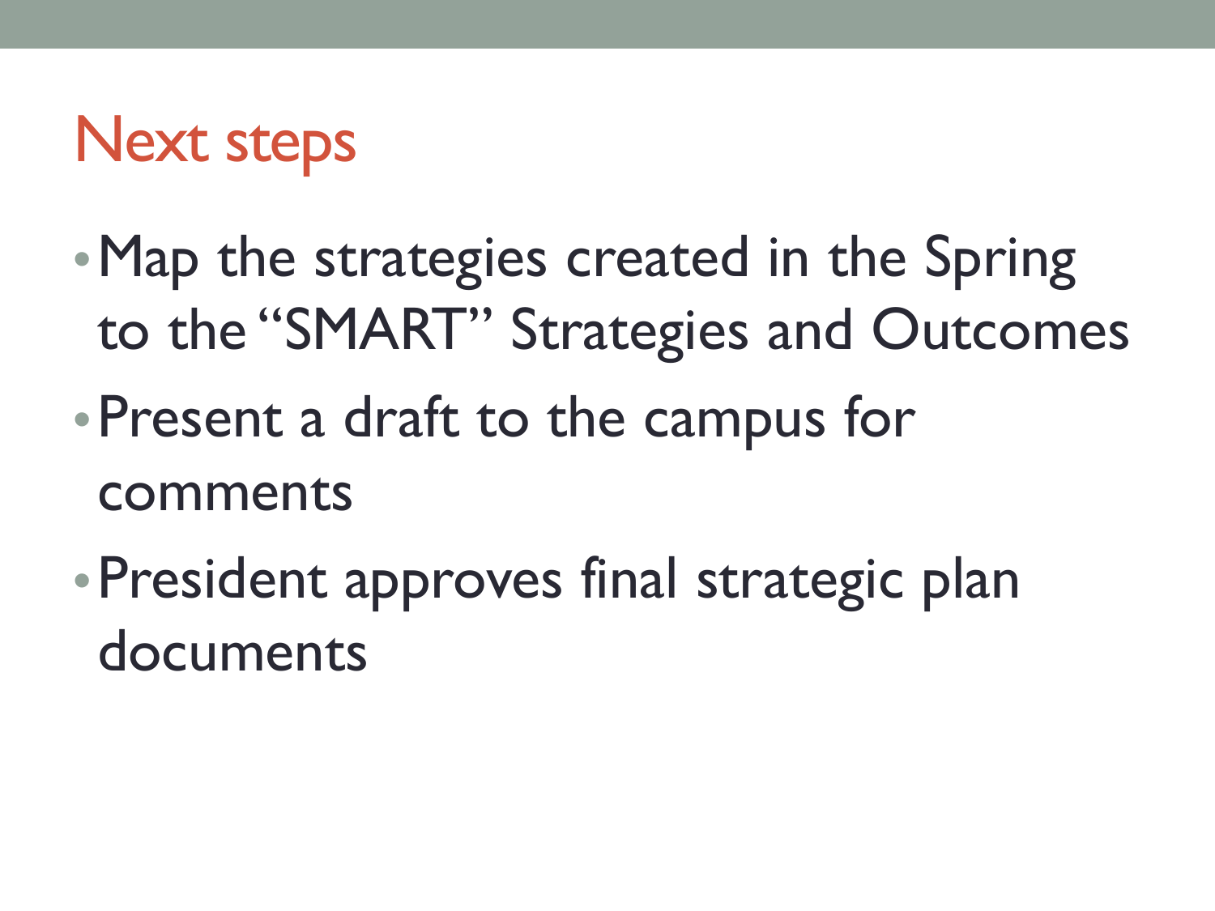# Next steps

- Map the strategies created in the Spring to the "SMART" Strategies and Outcomes
- Present a draft to the campus for comments
- President approves final strategic plan documents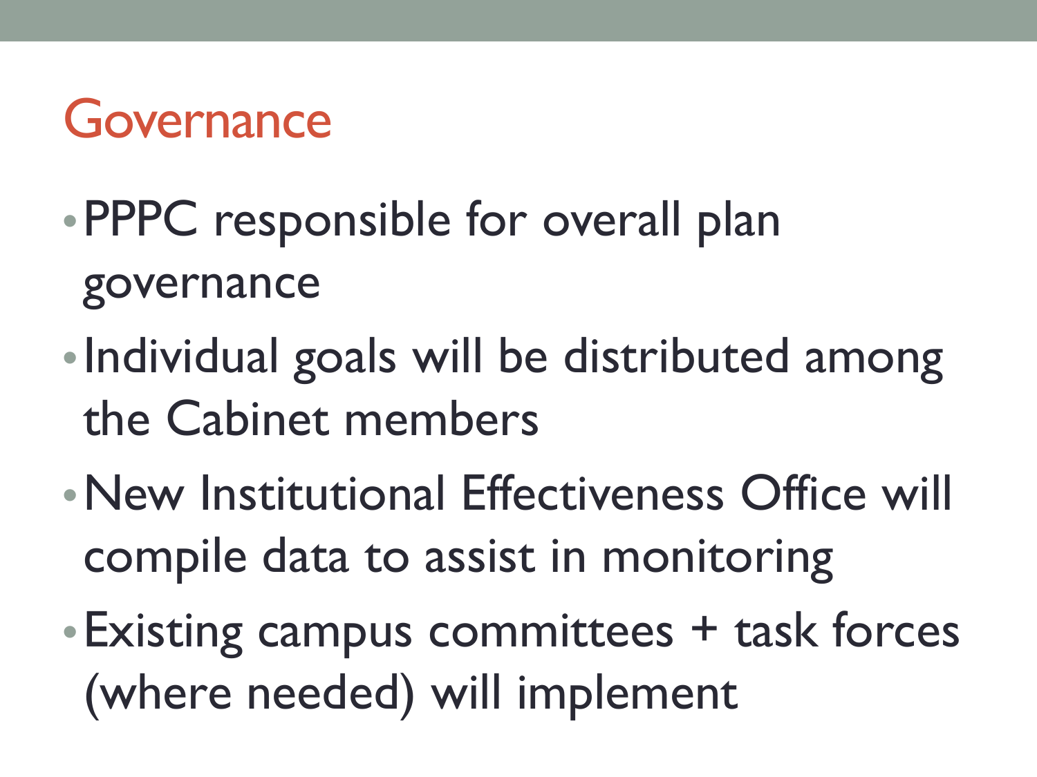# Governance

- PPPC responsible for overall plan governance
- Individual goals will be distributed among the Cabinet members
- New Institutional Effectiveness Office will compile data to assist in monitoring
- Existing campus committees + task forces (where needed) will implement